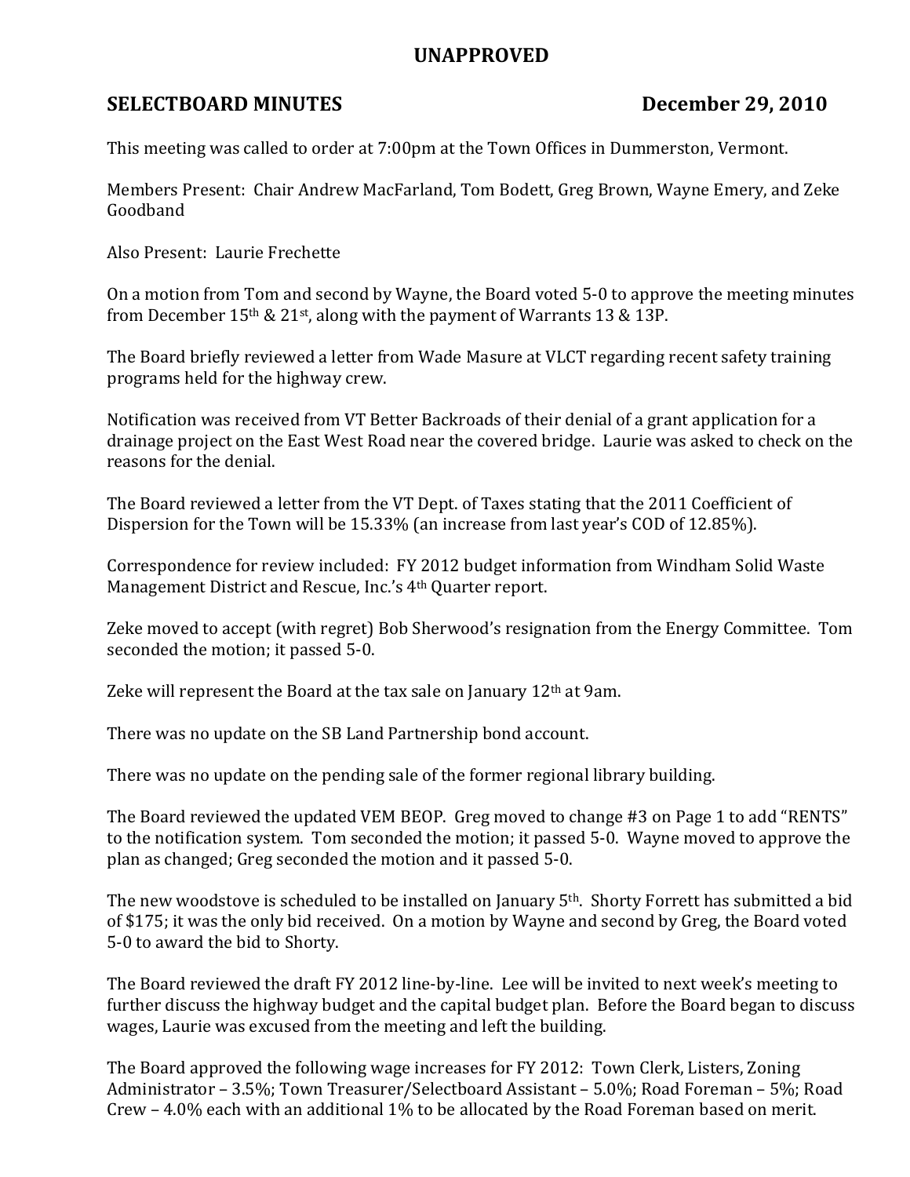# UNAPPROVED

## SELECTBOARD MINUTES December 29, 2010

This meeting was called to order at 7:00pm at the Town Offices in Dummerston, Vermont.

Members Present: Chair Andrew MacFarland, Tom Bodett, Greg Brown, Wayne Emery, and Zeke Goodband

Also Present: Laurie Frechette

On a motion from Tom and second by Wayne, the Board voted 5-0 to approve the meeting minutes from December 15th & 21st, along with the payment of Warrants 13 & 13P.

The Board briefly reviewed a letter from Wade Masure at VLCT regarding recent safety training programs held for the highway crew.

Notification was received from VT Better Backroads of their denial of a grant application for a drainage project on the East West Road near the covered bridge. Laurie was asked to check on the reasons for the denial.

The Board reviewed a letter from the VT Dept. of Taxes stating that the 2011 Coefficient of Dispersion for the Town will be 15.33% (an increase from last year's COD of 12.85%).

Correspondence for review included: FY 2012 budget information from Windham Solid Waste Management District and Rescue, Inc.'s 4th Quarter report.

Zeke moved to accept (with regret) Bob Sherwood's resignation from the Energy Committee. Tom seconded the motion; it passed 5-0.

Zeke will represent the Board at the tax sale on January 12th at 9am.

There was no update on the SB Land Partnership bond account.

There was no update on the pending sale of the former regional library building.

The Board reviewed the updated VEM BEOP. Greg moved to change #3 on Page 1 to add "RENTS" to the notification system. Tom seconded the motion; it passed 5-0. Wayne moved to approve the plan as changed; Greg seconded the motion and it passed 5-0.

The new woodstove is scheduled to be installed on January 5th. Shorty Forrett has submitted a bid of $175; it was the only bid received. On a motion by Wayne and second by Greg, the Board voted 5-0 to award the bid to Shorty.

The Board reviewed the draft FY 2012 line-by-line. Lee will be invited to next week's meeting to further discuss the highway budget and the capital budget plan. Before the Board began to discuss wages, Laurie was excused from the meeting and left the building.

The Board approved the following wage increases for FY 2012: Town Clerk, Listers, Zoning Administrator – 3.5%; Town Treasurer/Selectboard Assistant – 5.0%; Road Foreman – 5%; Road Crew – 4.0% each with an additional 1% to be allocated by the Road Foreman based on merit.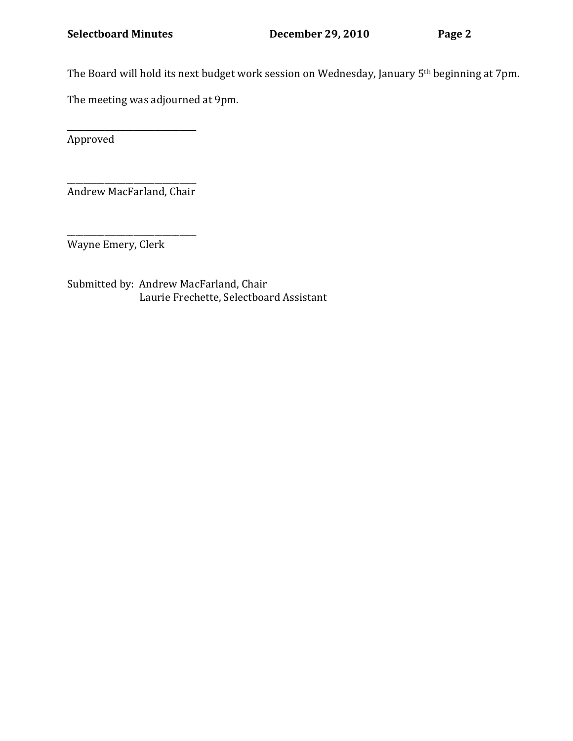The Board will hold its next budget work session on Wednesday, January 5th beginning at 7pm.

The meeting was adjourned at 9pm.

\_\_\_\_\_\_\_\_\_\_\_\_\_\_\_\_\_\_\_\_\_\_\_\_\_\_\_\_\_\_

Approved

\_\_\_\_\_\_\_\_\_\_\_\_\_\_\_\_\_\_\_\_\_\_\_\_\_\_\_\_\_\_

Andrew MacFarland, Chair

\_\_\_\_\_\_\_\_\_\_\_\_\_\_\_\_\_\_\_\_\_\_\_\_\_\_\_\_\_\_

Wayne Emery, Clerk

Submitted by: Andrew MacFarland, Chair
Laurie Frechette, Selectboard Assistant